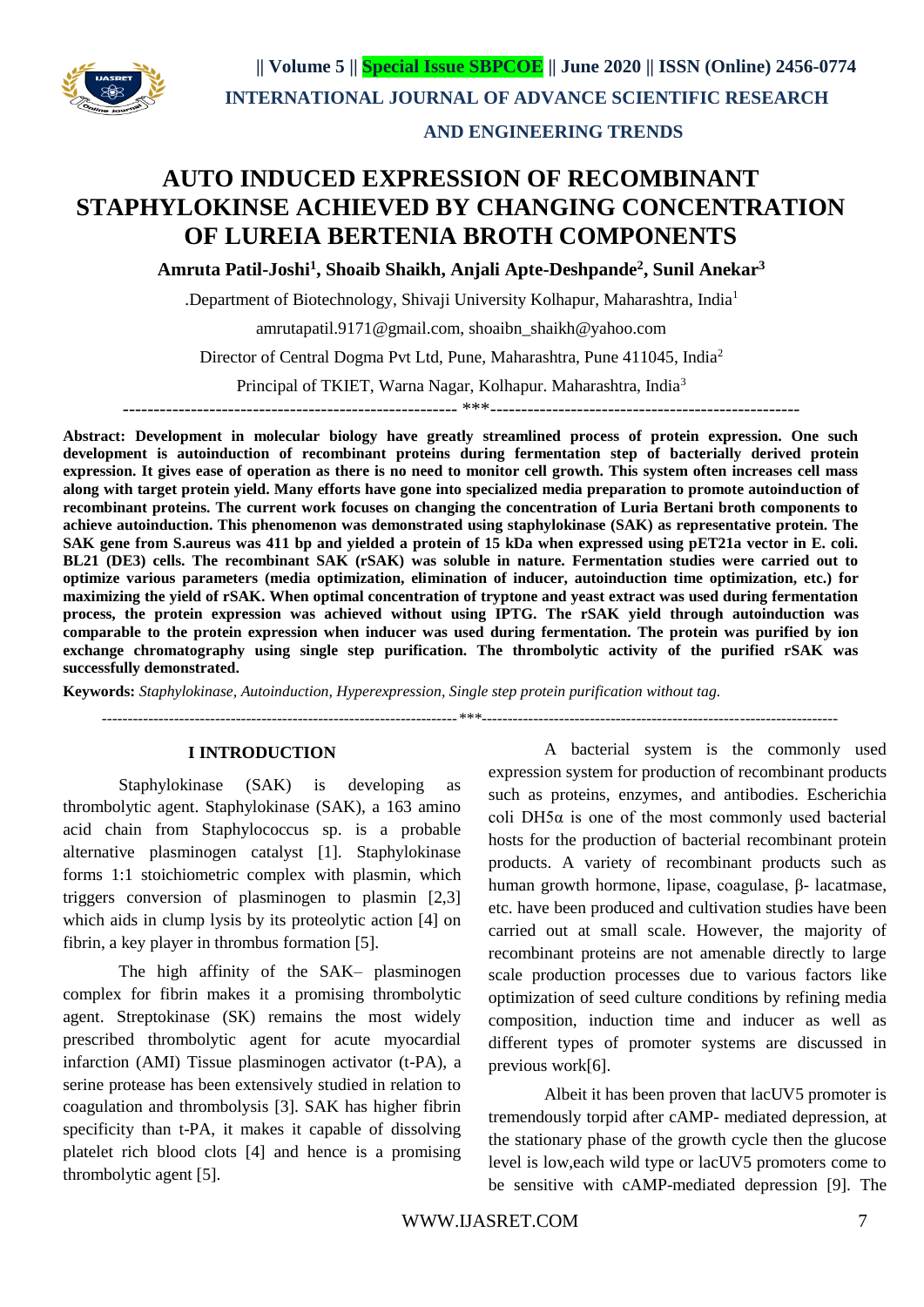# AUTO INDUCED EXPRESSION OF RECOMBINANT STAPHYLOKINSE ACHIEVED BY CHANGING CONCENTRATION OF LUREIA BERTENIA BROTH COMPONENTS

**Amruta Patil-Joshi[1], Shoaib Shaikh, Anjali Apte-Deshpande[2], Sunil Anekar[3]**

.Department of Biotechnology, Shivaji University Kolhapur, Maharashtra, India[1]

amrutapatil.9171@gmail.com, shoaibn_shaikh@yahoo.com

Director of Central Dogma Pvt Ltd, Pune, Maharashtra, Pune 411045, India[2]

Principal of TKIET, Warna Nagar, Kolhapur. Maharashtra, India[3]

---

**Abstract: Development in molecular biology have greatly streamlined process of protein expression. One such development is autoinduction of recombinant proteins during fermentation step of bacterially derived protein expression. It gives ease of operation as there is no need to monitor cell growth. This system often increases cell mass along with target protein yield. Many efforts have gone into specialized media preparation to promote autoinduction of recombinant proteins. The current work focuses on changing the concentration of Luria Bertani broth components to achieve autoinduction. This phenomenon was demonstrated using staphylokinase (SAK) as representative protein. The SAK gene from S.aureus was 411 bp and yielded a protein of 15 kDa when expressed using pET21a vector in E. coli. BL21 (DE3) cells. The recombinant SAK (rSAK) was soluble in nature. Fermentation studies were carried out to optimize various parameters (media optimization, elimination of inducer, autoinduction time optimization, etc.) for maximizing the yield of rSAK. When optimal concentration of tryptone and yeast extract was used during fermentation process, the protein expression was achieved without using IPTG. The rSAK yield through autoinduction was comparable to the protein expression when inducer was used during fermentation. The protein was purified by ion exchange chromatography using single step purification. The thrombolytic activity of the purified rSAK was successfully demonstrated.**

**Keywords:** *Staphylokinase, Autoinduction, Hyperexpression, Single step protein purification without tag.*

---

## I INTRODUCTION

Staphylokinase (SAK) is developing as thrombolytic agent. Staphylokinase (SAK), a 163 amino acid chain from Staphylococcus sp. is a probable alternative plasminogen catalyst [1]. Staphylokinase forms 1:1 stoichiometric complex with plasmin, which triggers conversion of plasminogen to plasmin [2,3] which aids in clump lysis by its proteolytic action [4] on fibrin, a key player in thrombus formation [5].

The high affinity of the SAK– plasminogen complex for fibrin makes it a promising thrombolytic agent. Streptokinase (SK) remains the most widely prescribed thrombolytic agent for acute myocardial infarction (AMI) Tissue plasminogen activator (t-PA), a serine protease has been extensively studied in relation to coagulation and thrombolysis [3]. SAK has higher fibrin specificity than t-PA, it makes it capable of dissolving platelet rich blood clots [4] and hence is a promising thrombolytic agent [5].

A bacterial system is the commonly used expression system for production of recombinant products such as proteins, enzymes, and antibodies. Escherichia coli DH5α is one of the most commonly used bacterial hosts for the production of bacterial recombinant protein products. A variety of recombinant products such as human growth hormone, lipase, coagulase, β- lacatmase, etc. have been produced and cultivation studies have been carried out at small scale. However, the majority of recombinant proteins are not amenable directly to large scale production processes due to various factors like optimization of seed culture conditions by refining media composition, induction time and inducer as well as different types of promoter systems are discussed in previous work[6].

Albeit it has been proven that lacUV5 promoter is tremendously torpid after cAMP- mediated depression, at the stationary phase of the growth cycle then the glucose level is low,each wild type or lacUV5 promoters come to be sensitive with cAMP-mediated depression [9]. The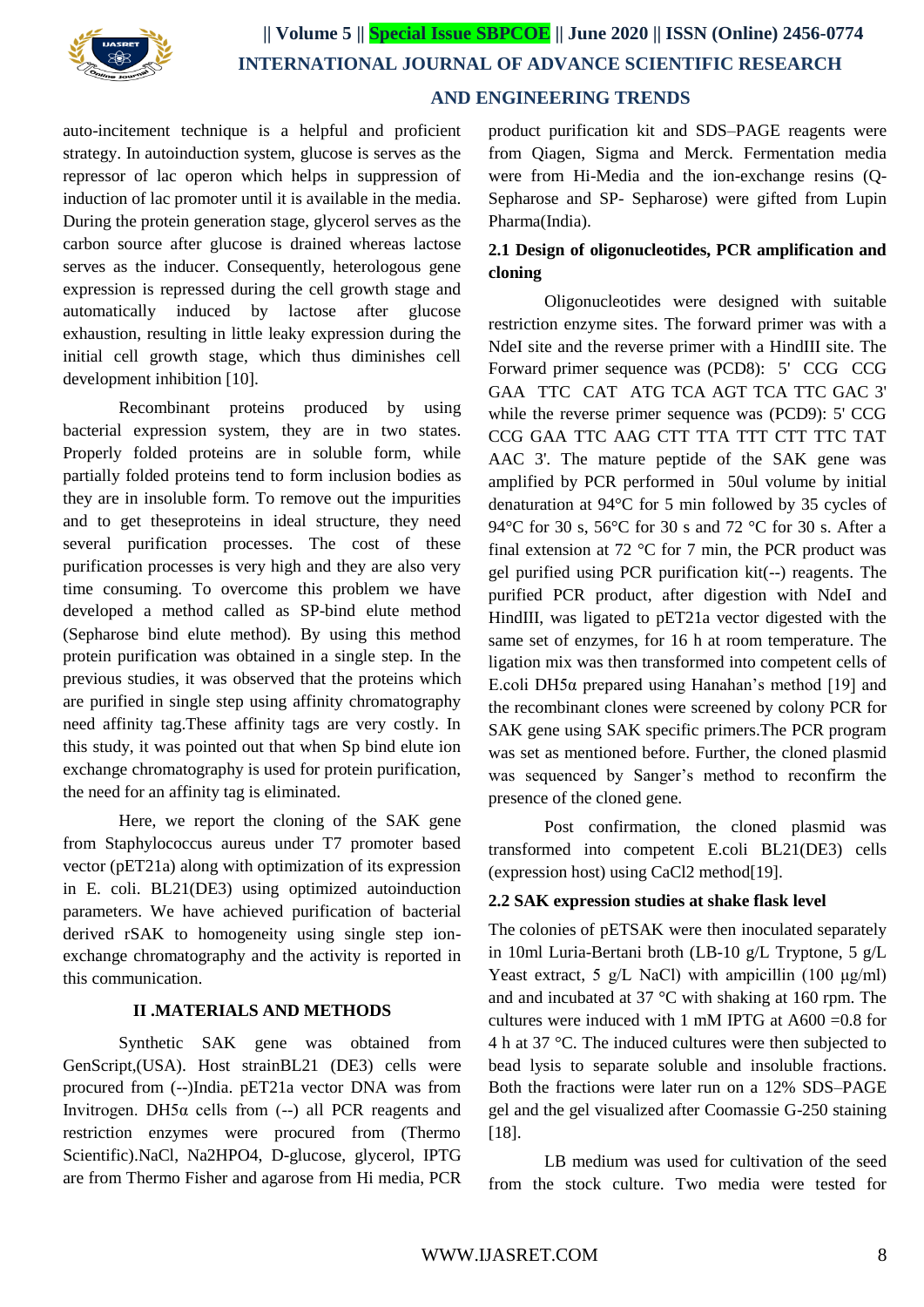auto-incitement technique is a helpful and proficient strategy. In autoinduction system, glucose is serves as the repressor of lac operon which helps in suppression of induction of lac promoter until it is available in the media. During the protein generation stage, glycerol serves as the carbon source after glucose is drained whereas lactose serves as the inducer. Consequently, heterologous gene expression is repressed during the cell growth stage and automatically induced by lactose after glucose exhaustion, resulting in little leaky expression during the initial cell growth stage, which thus diminishes cell development inhibition [10].

Recombinant proteins produced by using bacterial expression system, they are in two states. Properly folded proteins are in soluble form, while partially folded proteins tend to form inclusion bodies as they are in insoluble form. To remove out the impurities and to get theseproteins in ideal structure, they need several purification processes. The cost of these purification processes is very high and they are also very time consuming. To overcome this problem we have developed a method called as SP-bind elute method (Sepharose bind elute method). By using this method protein purification was obtained in a single step. In the previous studies, it was observed that the proteins which are purified in single step using affinity chromatography need affinity tag.These affinity tags are very costly. In this study, it was pointed out that when Sp bind elute ion exchange chromatography is used for protein purification, the need for an affinity tag is eliminated.

Here, we report the cloning of the SAK gene from Staphylococcus aureus under T7 promoter based vector (pET21a) along with optimization of its expression in E. coli. BL21(DE3) using optimized autoinduction parameters. We have achieved purification of bacterial derived rSAK to homogeneity using single step ion-exchange chromatography and the activity is reported in this communication.

## II .MATERIALS AND METHODS

Synthetic SAK gene was obtained from GenScript,(USA). Host strainBL21 (DE3) cells were procured from (--)India. pET21a vector DNA was from Invitrogen. DH5α cells from (--) all PCR reagents and restriction enzymes were procured from (Thermo Scientific).NaCl, $Na_2HPO_4$, D-glucose, glycerol, IPTG are from Thermo Fisher and agarose from Hi media, PCR product purification kit and SDS–PAGE reagents were from Qiagen, Sigma and Merck. Fermentation media were from Hi-Media and the ion-exchange resins (Q-Sepharose and SP- Sepharose) were gifted from Lupin Pharma(India).

### 2.1 Design of oligonucleotides, PCR amplification and cloning

Oligonucleotides were designed with suitable restriction enzyme sites. The forward primer was with a NdeI site and the reverse primer with a HindIII site. The Forward primer sequence was (PCD8): 5' CCG CCG GAA TTC CAT ATG TCA AGT TCA TTC GAC 3' while the reverse primer sequence was (PCD9): 5' CCG CCG GAA TTC AAG CTT TTA TTT CTT TTC TAT AAC 3'. The mature peptide of the SAK gene was amplified by PCR performed in 50ul volume by initial denaturation at 94°C for 5 min followed by 35 cycles of 94°C for 30 s, 56°C for 30 s and 72 °C for 30 s. After a final extension at 72 °C for 7 min, the PCR product was gel purified using PCR purification kit(--) reagents. The purified PCR product, after digestion with NdeI and HindIII, was ligated to pET21a vector digested with the same set of enzymes, for 16 h at room temperature. The ligation mix was then transformed into competent cells of E.coli DH5α prepared using Hanahan's method [19] and the recombinant clones were screened by colony PCR for SAK gene using SAK specific primers.The PCR program was set as mentioned before. Further, the cloned plasmid was sequenced by Sanger's method to reconfirm the presence of the cloned gene.

Post confirmation, the cloned plasmid was transformed into competent E.coli BL21(DE3) cells (expression host) using $CaCl_2$ method[19].

### 2.2 SAK expression studies at shake flask level

The colonies of pETSAK were then inoculated separately in 10ml Luria-Bertani broth (LB-10 g/L Tryptone, 5 g/L Yeast extract, 5 g/L NaCl) with ampicillin (100 µg/ml) and and incubated at 37 °C with shaking at 160 rpm. The cultures were induced with 1 mM IPTG at $A600$ =0.8 for 4 h at 37 °C. The induced cultures were then subjected to bead lysis to separate soluble and insoluble fractions. Both the fractions were later run on a 12% SDS–PAGE gel and the gel visualized after Coomassie G-250 staining [18].

LB medium was used for cultivation of the seed from the stock culture. Two media were tested for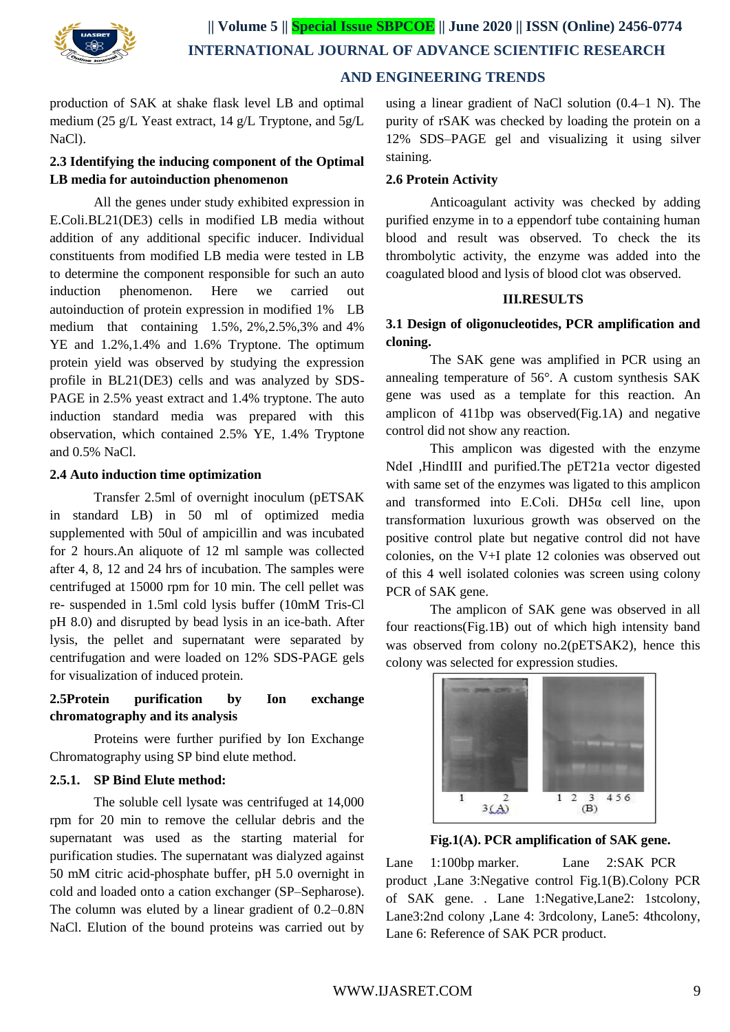production of SAK at shake flask level LB and optimal medium (25 g/L Yeast extract, 14 g/L Tryptone, and 5g/L NaCl).

### 2.3 Identifying the inducing component of the Optimal LB media for autoinduction phenomenon

All the genes under study exhibited expression in E.Coli.BL21(DE3) cells in modified LB media without addition of any additional specific inducer. Individual constituents from modified LB media were tested in LB to determine the component responsible for such an auto induction phenomenon. Here we carried out autoinduction of protein expression in modified 1% LB medium that containing 1.5%, 2%,2.5%,3% and 4% YE and 1.2%,1.4% and 1.6% Tryptone. The optimum protein yield was observed by studying the expression profile in BL21(DE3) cells and was analyzed by SDS-PAGE in 2.5% yeast extract and 1.4% tryptone. The auto induction standard media was prepared with this observation, which contained 2.5% YE, 1.4% Tryptone and 0.5% NaCl.

### 2.4 Auto induction time optimization

Transfer 2.5ml of overnight inoculum (pETSAK in standard LB) in 50 ml of optimized media supplemented with 50ul of ampicillin and was incubated for 2 hours.An aliquote of 12 ml sample was collected after 4, 8, 12 and 24 hrs of incubation. The samples were centrifuged at 15000 rpm for 10 min. The cell pellet was re- suspended in 1.5ml cold lysis buffer (10mM Tris-Cl pH 8.0) and disrupted by bead lysis in an ice-bath. After lysis, the pellet and supernatant were separated by centrifugation and were loaded on 12% SDS-PAGE gels for visualization of induced protein.

### 2.5Protein purification by Ion exchange chromatography and its analysis

Proteins were further purified by Ion Exchange Chromatography using SP bind elute method.

#### 2.5.1. SP Bind Elute method:

The soluble cell lysate was centrifuged at 14,000 rpm for 20 min to remove the cellular debris and the supernatant was used as the starting material for purification studies. The supernatant was dialyzed against 50 mM citric acid-phosphate buffer, pH 5.0 overnight in cold and loaded onto a cation exchanger (SP–Sepharose). The column was eluted by a linear gradient of 0.2–0.8N NaCl. Elution of the bound proteins was carried out by using a linear gradient of NaCl solution (0.4–1 N). The purity of rSAK was checked by loading the protein on a 12% SDS–PAGE gel and visualizing it using silver staining.

### 2.6 Protein Activity

Anticoagulant activity was checked by adding purified enzyme in to a eppendorf tube containing human blood and result was observed. To check the its thrombolytic activity, the enzyme was added into the coagulated blood and lysis of blood clot was observed.

## III.RESULTS

### 3.1 Design of oligonucleotides, PCR amplification and cloning.

The SAK gene was amplified in PCR using an annealing temperature of 56°. A custom synthesis SAK gene was used as a template for this reaction. An amplicon of 411bp was observed(Fig.1A) and negative control did not show any reaction.

This amplicon was digested with the enzyme NdeI ,HindIII and purified.The pET21a vector digested with same set of the enzymes was ligated to this amplicon and transformed into E.Coli. DH5α cell line, upon transformation luxurious growth was observed on the positive control plate but negative control did not have colonies, on the V+I plate 12 colonies was observed out of this 4 well isolated colonies was screen using colony PCR of SAK gene.

The amplicon of SAK gene was observed in all four reactions(Fig.1B) out of which high intensity band was observed from colony no.2(pETSAK2), hence this colony was selected for expression studies.

1 2 3 (A) 1 2 3 4 5 6 (B)

**Fig.1(A). PCR amplification of SAK gene.**

Lane 1:100bp marker. Lane 2:SAK PCR product ,Lane 3:Negative control Fig.1(B).Colony PCR of SAK gene. . Lane 1:Negative,Lane2: 1stcolony, Lane3:2nd colony ,Lane 4: 3rdcolony, Lane5: 4thcolony, Lane 6: Reference of SAK PCR product.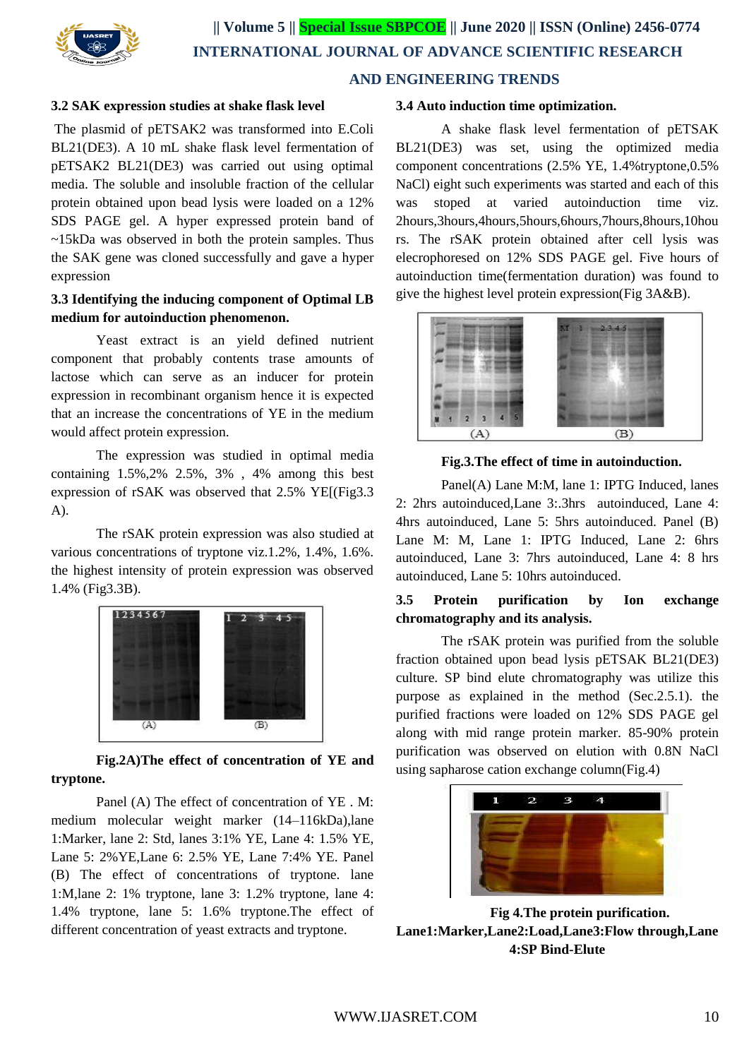### 3.2 SAK expression studies at shake flask level

The plasmid of pETSAK2 was transformed into E.Coli BL21(DE3). A 10 mL shake flask level fermentation of pETSAK2 BL21(DE3) was carried out using optimal media. The soluble and insoluble fraction of the cellular protein obtained upon bead lysis were loaded on a 12% SDS PAGE gel. A hyper expressed protein band of ~15kDa was observed in both the protein samples. Thus the SAK gene was cloned successfully and gave a hyper expression

### 3.3 Identifying the inducing component of Optimal LB medium for autoinduction phenomenon.

Yeast extract is an yield defined nutrient component that probably contents trase amounts of lactose which can serve as an inducer for protein expression in recombinant organism hence it is expected that an increase the concentrations of YE in the medium would affect protein expression.

The expression was studied in optimal media containing 1.5%,2% 2.5%, 3% , 4% among this best expression of rSAK was observed that 2.5% YE[(Fig3.3 A).

The rSAK protein expression was also studied at various concentrations of tryptone viz.1.2%, 1.4%, 1.6%. the highest intensity of protein expression was observed 1.4% (Fig3.3B).

**Fig.2A)The effect of concentration of YE and tryptone.**

Panel (A) The effect of concentration of YE . M: medium molecular weight marker (14–116kDa),lane 1:Marker, lane 2: Std, lanes 3:1% YE, Lane 4: 1.5% YE, Lane 5: 2%YE,Lane 6: 2.5% YE, Lane 7:4% YE. Panel (B) The effect of concentrations of tryptone. lane 1:M,lane 2: 1% tryptone, lane 3: 1.2% tryptone, lane 4: 1.4% tryptone, lane 5: 1.6% tryptone.The effect of different concentration of yeast extracts and tryptone.

### 3.4 Auto induction time optimization.

A shake flask level fermentation of pETSAK BL21(DE3) was set, using the optimized media component concentrations (2.5% YE, 1.4%tryptone,0.5% NaCl) eight such experiments was started and each of this was stoped at varied autoinduction time viz. 2hours,3hours,4hours,5hours,6hours,7hours,8hours,10hours. The rSAK protein obtained after cell lysis was electrophoresed on 12% SDS PAGE gel. Five hours of autoinduction time(fermentation duration) was found to give the highest level protein expression(Fig 3A&B).

**Fig.3.The effect of time in autoinduction.**

Panel(A) Lane M:M, lane 1: IPTG Induced, lanes 2: 2hrs autoinduced,Lane 3:.3hrs autoinduced, Lane 4: 4hrs autoinduced, Lane 5: 5hrs autoinduced. Panel (B) Lane M: M, Lane 1: IPTG Induced, Lane 2: 6hrs autoinduced, Lane 3: 7hrs autoinduced, Lane 4: 8 hrs autoinduced, Lane 5: 10hrs autoinduced.

### 3.5 Protein purification by Ion exchange chromatography and its analysis.

The rSAK protein was purified from the soluble fraction obtained upon bead lysis pETSAK BL21(DE3) culture. SP bind elute chromatography was utilize this purpose as explained in the method (Sec.2.5.1). the purified fractions were loaded on 12% SDS PAGE gel along with mid range protein marker. 85-90% protein purification was observed on elution with 0.8N NaCl using sapharose cation exchange column(Fig.4)

**Fig 4.The protein purification. Lane1:Marker,Lane2:Load,Lane3:Flow through,Lane 4:SP Bind-Elute**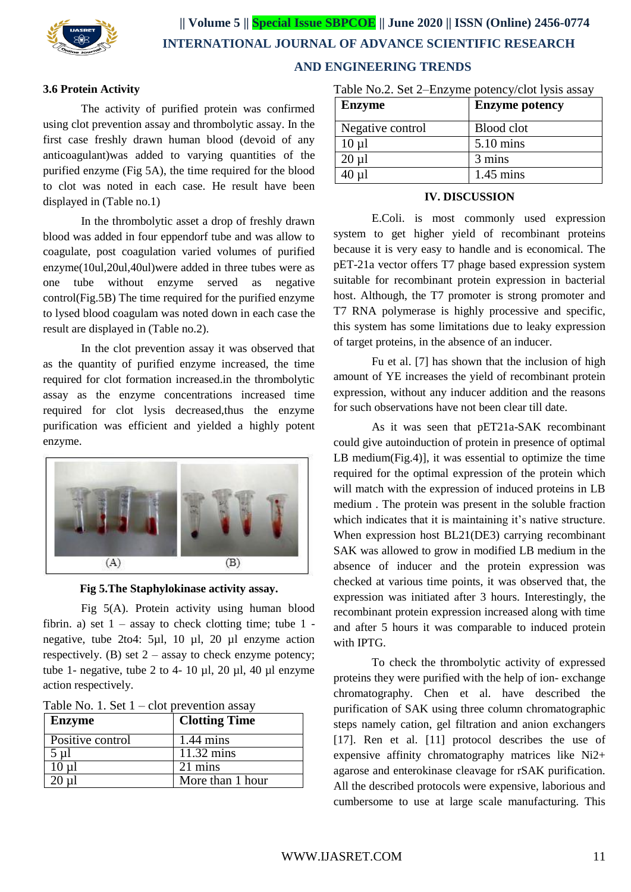### 3.6 Protein Activity

The activity of purified protein was confirmed using clot prevention assay and thrombolytic assay. In the first case freshly drawn human blood (devoid of any anticoagulant)was added to varying quantities of the purified enzyme (Fig 5A), the time required for the blood to clot was noted in each case. He result have been displayed in (Table no.1)

In the thrombolytic asset a drop of freshly drawn blood was added in four eppendorf tube and was allow to coagulate, post coagulation varied volumes of purified enzyme(10ul,20ul,40ul)were added in three tubes were as one tube without enzyme served as negative control(Fig.5B) The time required for the purified enzyme to lysed blood coagulam was noted down in each case the result are displayed in (Table no.2).

In the clot prevention assay it was observed that as the quantity of purified enzyme increased, the time required for clot formation increased.in the thrombolytic assay as the enzyme concentrations increased time required for clot lysis decreased,thus the enzyme purification was efficient and yielded a highly potent enzyme.

**Fig 5.The Staphylokinase activity assay.**

Fig 5(A). Protein activity using human blood fibrin. a) set 1 – assay to check clotting time; tube 1 - negative, tube 2to4: 5µl, 10 µl, 20 µl enzyme action respectively. (B) set 2 – assay to check enzyme potency; tube 1- negative, tube 2 to 4- 10 µl, 20 µl, 40 µl enzyme action respectively.

Table No. 1. Set 1 – clot prevention assay

| Enzyme | Clotting Time |
| --- | --- |
| Positive control | 1.44 mins |
| 5 µl | 11.32 mins |
| 10 µl | 21 mins |
| 20 µl | More than 1 hour |

Table No.2. Set 2–Enzyme potency/clot lysis assay

| Enzyme | Enzyme potency |
| --- | --- |
| Negative control | Blood clot |
| 10 µl | 5.10 mins |
| 20 µl | 3 mins |
| 40 µl | 1.45 mins |

## IV. DISCUSSION

E.Coli. is most commonly used expression system to get higher yield of recombinant proteins because it is very easy to handle and is economical. The pET-21a vector offers T7 phage based expression system suitable for recombinant protein expression in bacterial host. Although, the T7 promoter is strong promoter and T7 RNA polymerase is highly processive and specific, this system has some limitations due to leaky expression of target proteins, in the absence of an inducer.

Fu et al. [7] has shown that the inclusion of high amount of YE increases the yield of recombinant protein expression, without any inducer addition and the reasons for such observations have not been clear till date.

As it was seen that pET21a-SAK recombinant could give autoinduction of protein in presence of optimal LB medium(Fig.4)], it was essential to optimize the time required for the optimal expression of the protein which will match with the expression of induced proteins in LB medium . The protein was present in the soluble fraction which indicates that it is maintaining it's native structure. When expression host BL21(DE3) carrying recombinant SAK was allowed to grow in modified LB medium in the absence of inducer and the protein expression was checked at various time points, it was observed that, the expression was initiated after 3 hours. Interestingly, the recombinant protein expression increased along with time and after 5 hours it was comparable to induced protein with IPTG.

To check the thrombolytic activity of expressed proteins they were purified with the help of ion- exchange chromatography. Chen et al. have described the purification of SAK using three column chromatographic steps namely cation, gel filtration and anion exchangers [17]. Ren et al. [11] protocol describes the use of expensive affinity chromatography matrices like Ni2+ agarose and enterokinase cleavage for rSAK purification. All the described protocols were expensive, laborious and cumbersome to use at large scale manufacturing. This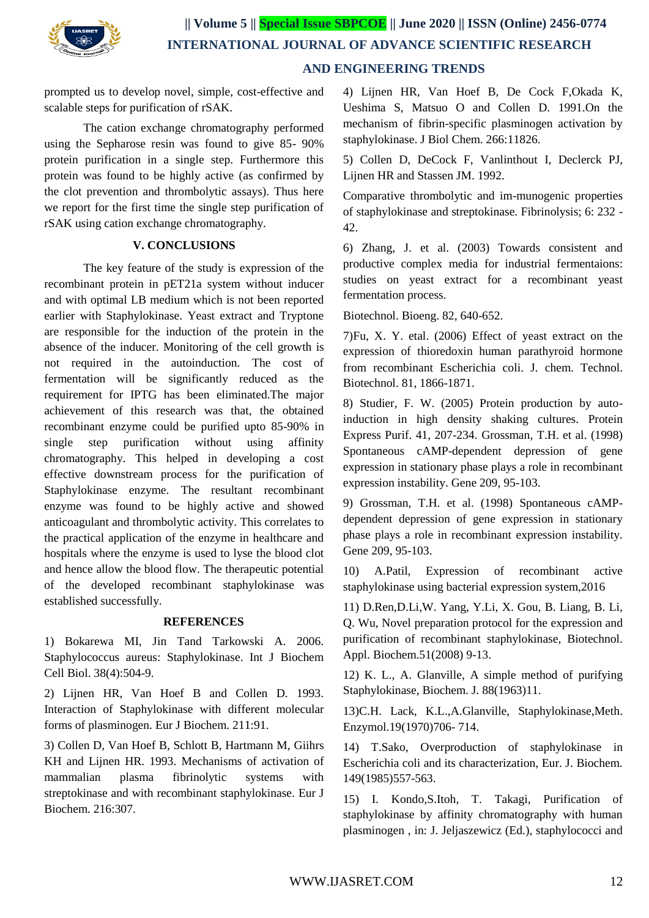prompted us to develop novel, simple, cost-effective and scalable steps for purification of rSAK.

The cation exchange chromatography performed using the Sepharose resin was found to give 85- 90% protein purification in a single step. Furthermore this protein was found to be highly active (as confirmed by the clot prevention and thrombolytic assays). Thus here we report for the first time the single step purification of rSAK using cation exchange chromatography.

## V. CONCLUSIONS

The key feature of the study is expression of the recombinant protein in pET21a system without inducer and with optimal LB medium which is not been reported earlier with Staphylokinase. Yeast extract and Tryptone are responsible for the induction of the protein in the absence of the inducer. Monitoring of the cell growth is not required in the autoinduction. The cost of fermentation will be significantly reduced as the requirement for IPTG has been eliminated.The major achievement of this research was that, the obtained recombinant enzyme could be purified upto 85-90% in single step purification without using affinity chromatography. This helped in developing a cost effective downstream process for the purification of Staphylokinase enzyme. The resultant recombinant enzyme was found to be highly active and showed anticoagulant and thrombolytic activity. This correlates to the practical application of the enzyme in healthcare and hospitals where the enzyme is used to lyse the blood clot and hence allow the blood flow. The therapeutic potential of the developed recombinant staphylokinase was established successfully.

## REFERENCES

1) Bokarewa MI, Jin Tand Tarkowski A. 2006. Staphylococcus aureus: Staphylokinase. Int J Biochem Cell Biol. 38(4):504-9.

2) Lijnen HR, Van Hoef B and Collen D. 1993. Interaction of Staphylokinase with different molecular forms of plasminogen. Eur J Biochem. 211:91.

3) Collen D, Van Hoef B, Schlott B, Hartmann M, Giihrs KH and Lijnen HR. 1993. Mechanisms of activation of mammalian plasma fibrinolytic systems with streptokinase and with recombinant staphylokinase. Eur J Biochem. 216:307.

4) Lijnen HR, Van Hoef B, De Cock F,Okada K, Ueshima S, Matsuo O and Collen D. 1991.On the mechanism of fibrin-specific plasminogen activation by staphylokinase. J Biol Chem. 266:11826.

5) Collen D, DeCock F, Vanlinthout I, Declerck PJ, Lijnen HR and Stassen JM. 1992.

Comparative thrombolytic and im-munogenic properties of staphylokinase and streptokinase. Fibrinolysis; 6: 232 - 42.

6) Zhang, J. et al. (2003) Towards consistent and productive complex media for industrial fermentaions: studies on yeast extract for a recombinant yeast fermentation process.

Biotechnol. Bioeng. 82, 640-652.

7)Fu, X. Y. etal. (2006) Effect of yeast extract on the expression of thioredoxin human parathyroid hormone from recombinant Escherichia coli. J. chem. Technol. Biotechnol. 81, 1866-1871.

8) Studier, F. W. (2005) Protein production by auto-induction in high density shaking cultures. Protein Express Purif. 41, 207-234. Grossman, T.H. et al. (1998) Spontaneous cAMP-dependent depression of gene expression in stationary phase plays a role in recombinant expression instability. Gene 209, 95-103.

9) Grossman, T.H. et al. (1998) Spontaneous cAMP-dependent depression of gene expression in stationary phase plays a role in recombinant expression instability. Gene 209, 95-103.

10) A.Patil, Expression of recombinant active staphylokinase using bacterial expression system,2016

11) D.Ren,D.Li,W. Yang, Y.Li, X. Gou, B. Liang, B. Li, Q. Wu, Novel preparation protocol for the expression and purification of recombinant staphylokinase, Biotechnol. Appl. Biochem.51(2008) 9-13.

12) K. L., A. Glanville, A simple method of purifying Staphylokinase, Biochem. J. 88(1963)11.

13)C.H. Lack, K.L.,A.Glanville, Staphylokinase,Meth. Enzymol.19(1970)706- 714.

14) T.Sako, Overproduction of staphylokinase in Escherichia coli and its characterization, Eur. J. Biochem. 149(1985)557-563.

15) I. Kondo,S.Itoh, T. Takagi, Purification of staphylokinase by affinity chromatography with human plasminogen , in: J. Jeljaszewicz (Ed.), staphylococci and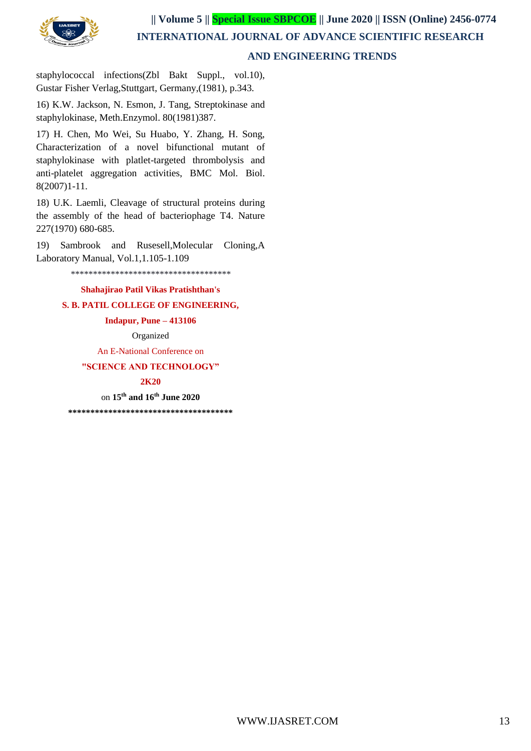staphylococcal infections(Zbl Bakt Suppl., vol.10), Gustar Fisher Verlag,Stuttgart, Germany,(1981), p.343.

16) K.W. Jackson, N. Esmon, J. Tang, Streptokinase and staphylokinase, Meth.Enzymol. 80(1981)387.

17) H. Chen, Mo Wei, Su Huabo, Y. Zhang, H. Song, Characterization of a novel bifunctional mutant of staphylokinase with platlet-targeted thrombolysis and anti-platelet aggregation activities, BMC Mol. Biol. 8(2007)1-11.

18) U.K. Laemli, Cleavage of structural proteins during the assembly of the head of bacteriophage T4. Nature 227(1970) 680-685.

19) Sambrook and Rusesell,Molecular Cloning,A Laboratory Manual, Vol.1,1.105-1.109

*************************************

**Shahajirao Patil Vikas Pratishthan's**

**S. B. PATIL COLLEGE OF ENGINEERING,**

**Indapur, Pune – 413106**

Organized

An E-National Conference on

**"SCIENCE AND TECHNOLOGY"**

**2K20**

on **15th and 16th June 2020**

**************************************